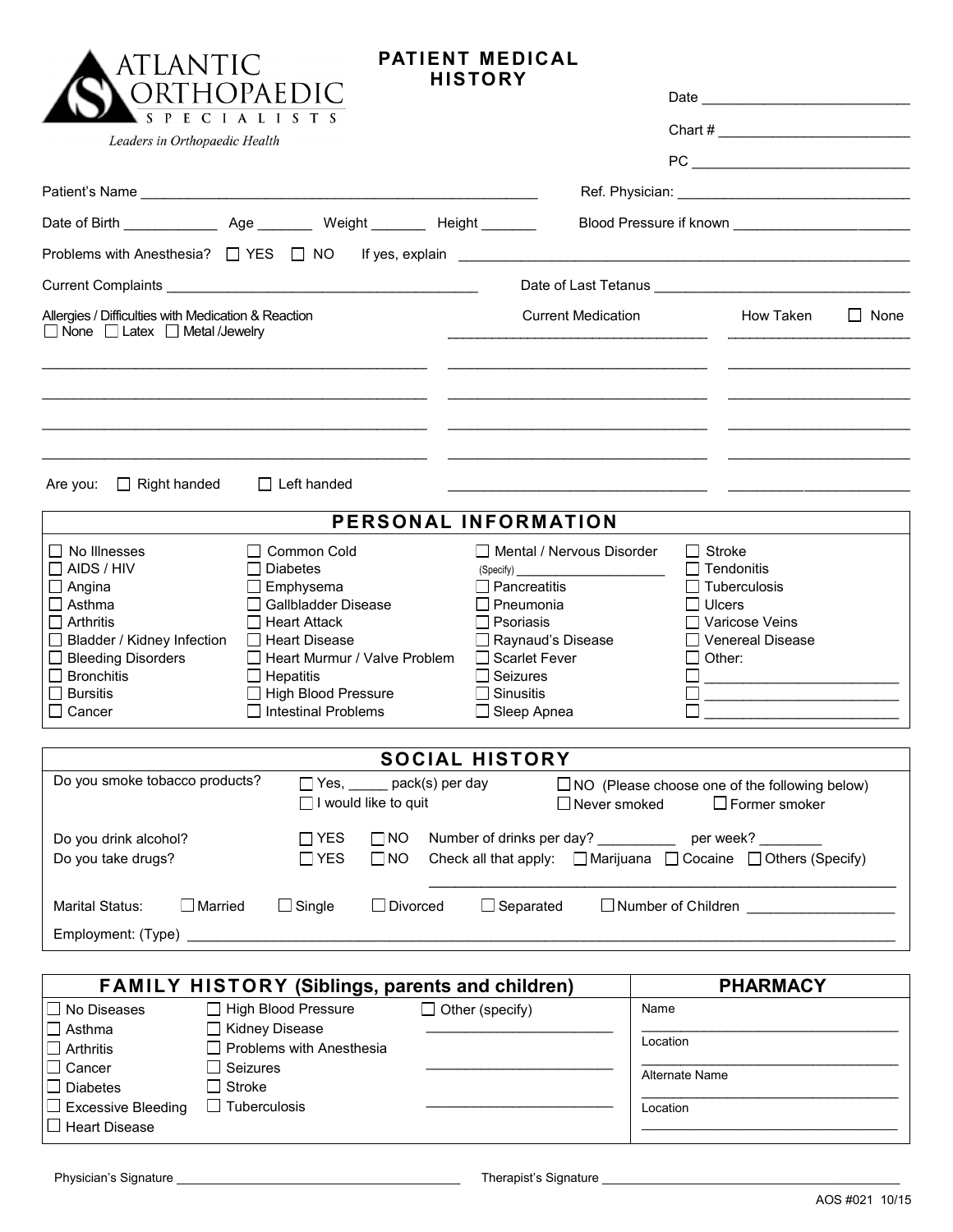**ATLANTIC ORTHOPAEDIC SPECIALISTS**
*Leaders in Orthopaedic Health*

# PATIENT MEDICAL HISTORY

Date ___________________________

Chart # _________________________

PC ____________________________

Patient's Name ____________________________________________________ Ref. Physician: ______________________________

Date of Birth ____________ Age _______ Weight _______ Height _______ Blood Pressure if known _______________________

Problems with Anesthesia? ☐ YES ☐ NO If yes, explain ________________________________________________________

Current Complaints _________________________________________ Date of Last Tetanus _______________________________

| Allergies / Difficulties with Medication & Reaction | Current Medication | How Taken ☐ None |
|---|---|---|
| ☐ None ☐ Latex ☐ Metal /Jewelry | ________________________ | ________________ |
| ________________________ | ________________________ | ________________ |
| ________________________ | ________________________ | ________________ |
| ________________________ | ________________________ | ________________ |
| ________________________ | ________________________ | ________________ |
| Are you: ☐ Right handed ☐ Left handed | ________________________ | ________________ |

## PERSONAL INFORMATION

| | | | |
|---|---|---|---|
| ☐ No Illnesses | ☐ Common Cold | ☐ Mental / Nervous Disorder (Specify) ____________ | ☐ Stroke |
| ☐ AIDS / HIV | ☐ Diabetes | ☐ Pancreatitis | ☐ Tendonitis |
| ☐ Angina | ☐ Emphysema | ☐ Pneumonia | ☐ Tuberculosis |
| ☐ Asthma | ☐ Gallbladder Disease | ☐ Psoriasis | ☐ Ulcers |
| ☐ Arthritis | ☐ Heart Attack | ☐ Raynaud's Disease | ☐ Varicose Veins |
| ☐ Bladder / Kidney Infection | ☐ Heart Disease | ☐ Scarlet Fever | ☐ Venereal Disease |
| ☐ Bleeding Disorders | ☐ Heart Murmur / Valve Problem | ☐ Seizures | ☐ Other: |
| ☐ Bronchitis | ☐ Hepatitis | ☐ Sinusitis | ☐ ____________ |
| ☐ Bursitis | ☐ High Blood Pressure | ☐ Sleep Apnea | ☐ ____________ |
| ☐ Cancer | ☐ Intestinal Problems | | ☐ ____________ |

## SOCIAL HISTORY

Do you smoke tobacco products? ☐ Yes, _____ pack(s) per day ☐ I would like to quit ☐ NO (Please choose one of the following below) ☐ Never smoked ☐ Former smoker

Do you drink alcohol? ☐ YES ☐ NO Number of drinks per day? __________ per week? ________

Do you take drugs? ☐ YES ☐ NO Check all that apply: ☐ Marijuana ☐ Cocaine ☐ Others (Specify) ____________________________

Marital Status: ☐ Married ☐ Single ☐ Divorced ☐ Separated ☐ Number of Children __________________

Employment: (Type) ________________________________________________________________________________

## FAMILY HISTORY (Siblings, parents and children)

| | | |
|---|---|---|
| ☐ No Diseases | ☐ High Blood Pressure | ☐ Other (specify) |
| ☐ Asthma | ☐ Kidney Disease | ________________________ |
| ☐ Arthritis | ☐ Problems with Anesthesia | |
| ☐ Cancer | ☐ Seizures | ________________________ |
| ☐ Diabetes | ☐ Stroke | |
| ☐ Excessive Bleeding | ☐ Tuberculosis | ________________________ |
| ☐ Heart Disease | | |

## PHARMACY

Name ________________________________

Location ________________________________

Alternate Name ________________________________

Location ________________________________

Physician's Signature ________________________________________ Therapist's Signature ________________________________________

AOS #021 10/15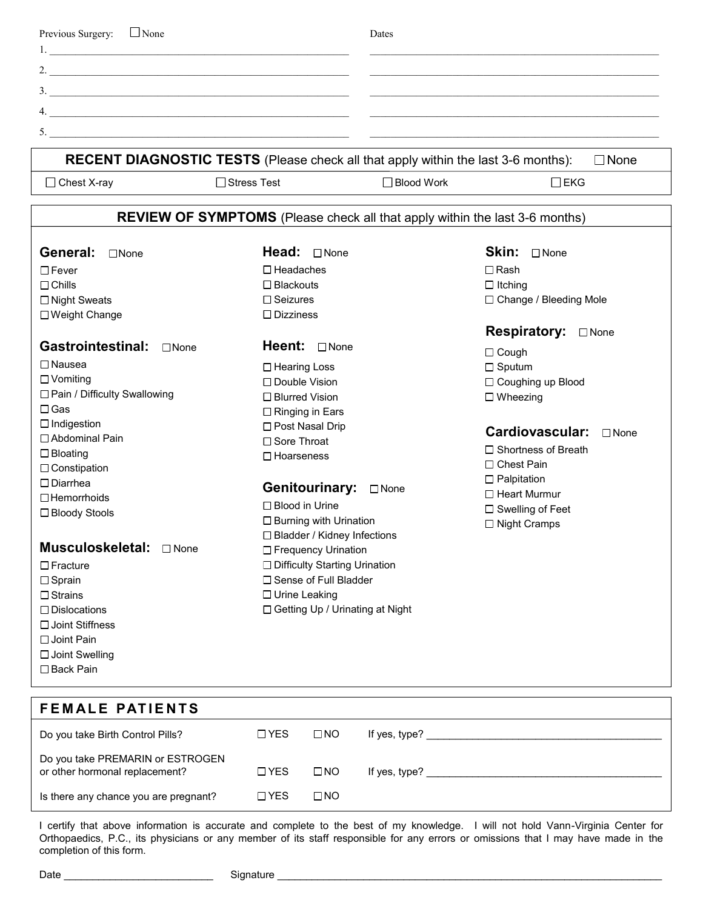Previous Surgery: ☐ None

| | Dates |
|---|---|
| 1. ______ | ______ |
| 2. ______ | ______ |
| 3. ______ | ______ |
| 4. ______ | ______ |
| 5. ______ | ______ |

## RECENT DIAGNOSTIC TESTS (Please check all that apply within the last 3-6 months): ☐ None

| | | | |
|---|---|---|---|
| ☐ Chest X-ray | ☐ Stress Test | ☐ Blood Work | ☐ EKG |

## REVIEW OF SYMPTOMS (Please check all that apply within the last 3-6 months)

### General: ☐ None
- ☐ Fever
- ☐ Chills
- ☐ Night Sweats
- ☐ Weight Change

### Gastrointestinal: ☐ None
- ☐ Nausea
- ☐ Vomiting
- ☐ Pain / Difficulty Swallowing
- ☐ Gas
- ☐ Indigestion
- ☐ Abdominal Pain
- ☐ Bloating
- ☐ Constipation
- ☐ Diarrhea
- ☐ Hemorrhoids
- ☐ Bloody Stools

### Musculoskeletal: ☐ None
- ☐ Fracture
- ☐ Sprain
- ☐ Strains
- ☐ Dislocations
- ☐ Joint Stiffness
- ☐ Joint Pain
- ☐ Joint Swelling
- ☐ Back Pain

### Head: ☐ None
- ☐ Headaches
- ☐ Blackouts
- ☐ Seizures
- ☐ Dizziness

### Heent: ☐ None
- ☐ Hearing Loss
- ☐ Double Vision
- ☐ Blurred Vision
- ☐ Ringing in Ears
- ☐ Post Nasal Drip
- ☐ Sore Throat
- ☐ Hoarseness

### Genitourinary: ☐ None
- ☐ Blood in Urine
- ☐ Burning with Urination
- ☐ Bladder / Kidney Infections
- ☐ Frequency Urination
- ☐ Difficulty Starting Urination
- ☐ Sense of Full Bladder
- ☐ Urine Leaking
- ☐ Getting Up / Urinating at Night

### Skin: ☐ None
- ☐ Rash
- ☐ Itching
- ☐ Change / Bleeding Mole

### Respiratory: ☐ None
- ☐ Cough
- ☐ Sputum
- ☐ Coughing up Blood
- ☐ Wheezing

### Cardiovascular: ☐ None
- ☐ Shortness of Breath
- ☐ Chest Pain
- ☐ Palpitation
- ☐ Heart Murmur
- ☐ Swelling of Feet
- ☐ Night Cramps

## FEMALE PATIENTS

| | | | |
|---|---|---|---|
| Do you take Birth Control Pills? | ☐ YES | ☐ NO | If yes, type? ______ |
| Do you take PREMARIN or ESTROGEN or other hormonal replacement? | ☐ YES | ☐ NO | If yes, type? ______ |
| Is there any chance you are pregnant? | ☐ YES | ☐ NO | |

I certify that above information is accurate and complete to the best of my knowledge. I will not hold Vann-Virginia Center for Orthopaedics, P.C., its physicians or any member of its staff responsible for any errors or omissions that I may have made in the completion of this form.

Date ______________ Signature ______________